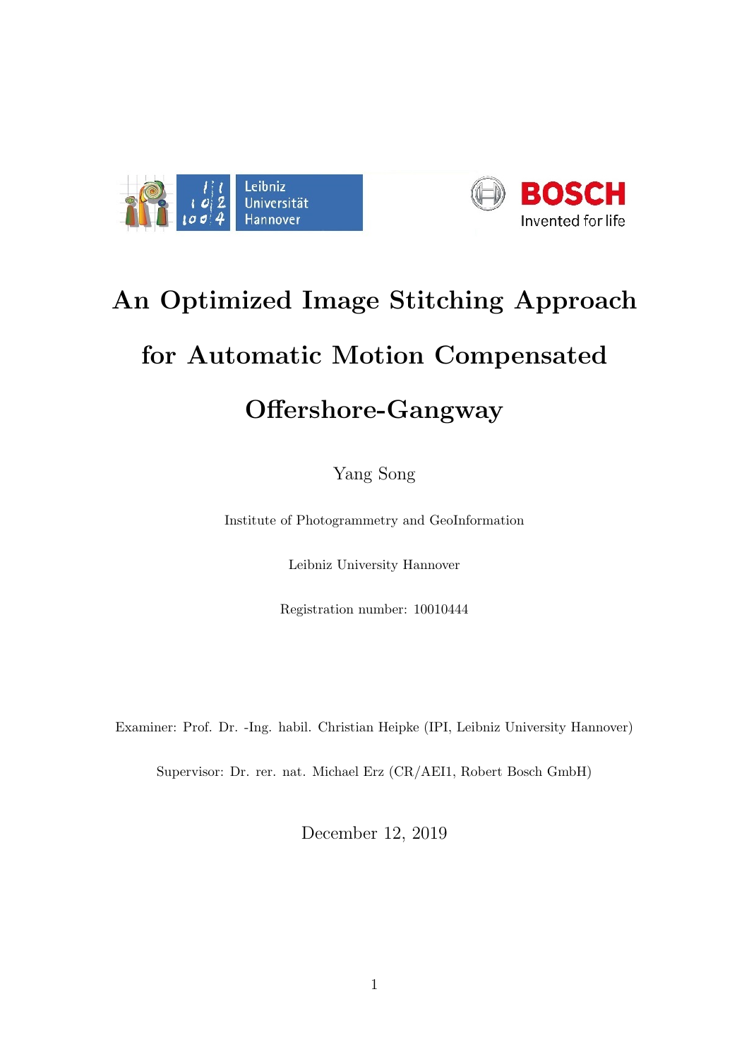# An Optimized Image Stitching Approach for Automatic Motion Compensated Offershore-Gangway

Yang Song

Institute of Photogrammetry and GeoInformation

Leibniz University Hannover

Registration number: 10010444

Examiner: Prof. Dr. -Ing. habil. Christian Heipke (IPI, Leibniz University Hannover)

Supervisor: Dr. rer. nat. Michael Erz (CR/AEI1, Robert Bosch GmbH)

December 12, 2019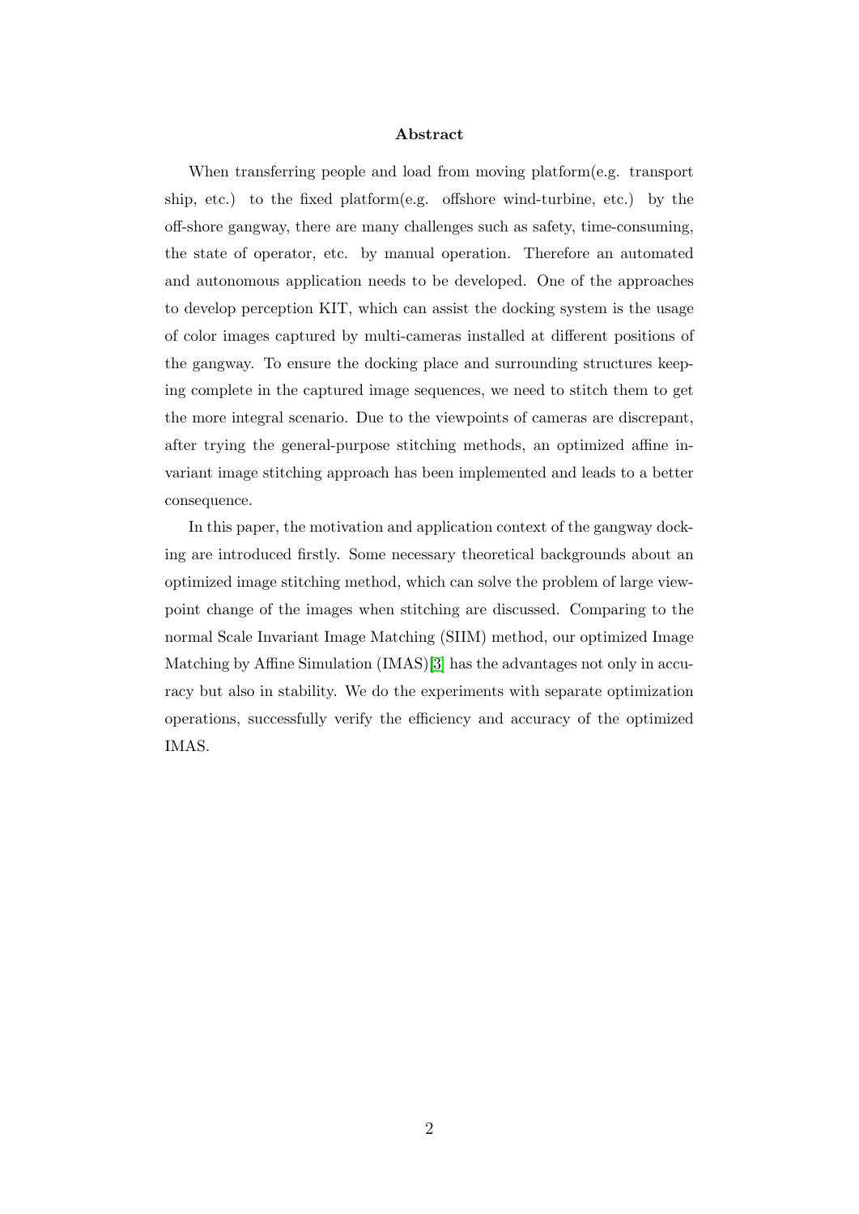**Abstract**

When transferring people and load from moving platform(e.g. transport ship, etc.) to the fixed platform(e.g. offshore wind-turbine, etc.) by the off-shore gangway, there are many challenges such as safety, time-consuming, the state of operator, etc. by manual operation. Therefore an automated and autonomous application needs to be developed. One of the approaches to develop perception KIT, which can assist the docking system is the usage of color images captured by multi-cameras installed at different positions of the gangway. To ensure the docking place and surrounding structures keeping complete in the captured image sequences, we need to stitch them to get the more integral scenario. Due to the viewpoints of cameras are discrepant, after trying the general-purpose stitching methods, an optimized affine invariant image stitching approach has been implemented and leads to a better consequence.

In this paper, the motivation and application context of the gangway docking are introduced firstly. Some necessary theoretical backgrounds about an optimized image stitching method, which can solve the problem of large viewpoint change of the images when stitching are discussed. Comparing to the normal Scale Invariant Image Matching (SIIM) method, our optimized Image Matching by Affine Simulation (IMAS)[3] has the advantages not only in accuracy but also in stability. We do the experiments with separate optimization operations, successfully verify the efficiency and accuracy of the optimized IMAS.